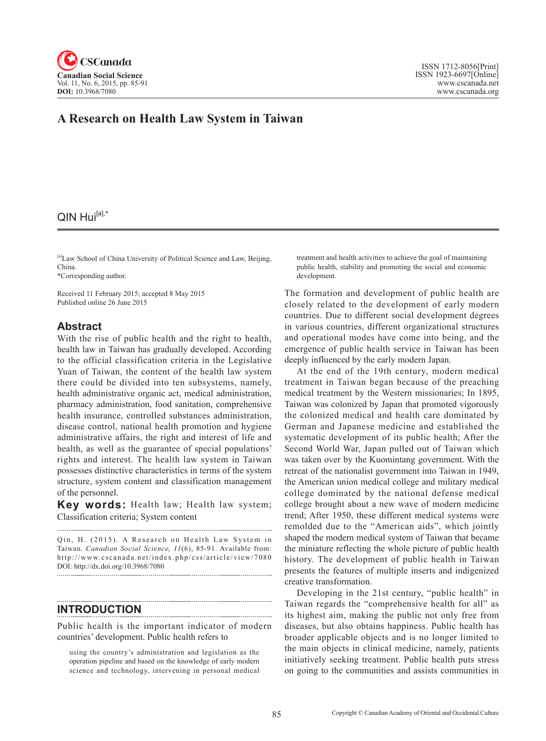# A Research on Health Law System in Taiwan

QIN Hui[a],*

[a]Law School of China University of Political Science and Law, Beijing, China.

*Corresponding author.

Received 11 February 2015; accepted 8 May 2015
Published online 26 June 2015

## Abstract

With the rise of public health and the right to health, health law in Taiwan has gradually developed. According to the official classification criteria in the Legislative Yuan of Taiwan, the content of the health law system there could be divided into ten subsystems, namely, health administrative organic act, medical administration, pharmacy administration, food sanitation, comprehensive health insurance, controlled substances administration, disease control, national health promotion and hygiene administrative affairs, the right and interest of life and health, as well as the guarantee of special populations' rights and interest. The health law system in Taiwan possesses distinctive characteristics in terms of the system structure, system content and classification management of the personnel.

**Key words:** Health law; Health law system; Classification criteria; System content

Qin, H. (2015). A Research on Health Law System in Taiwan. *Canadian Social Science, 11*(6), 85-91. Available from: http://www.cscanada.net/index.php/css/article/view/7080
DOI: http://dx.doi.org/10.3968/7080

## INTRODUCTION

Public health is the important indicator of modern countries' development. Public health refers to

> using the country's administration and legislation as the operation pipeline and based on the knowledge of early modern science and technology, intervening in personal medical treatment and health activities to achieve the goal of maintaining public health, stability and promoting the social and economic development.

The formation and development of public health are closely related to the development of early modern countries. Due to different social development degrees in various countries, different organizational structures and operational modes have come into being, and the emergence of public health service in Taiwan has been deeply influenced by the early modern Japan.

At the end of the 19th century, modern medical treatment in Taiwan began because of the preaching medical treatment by the Western missionaries; In 1895, Taiwan was colonized by Japan that promoted vigorously the colonized medical and health care dominated by German and Japanese medicine and established the systematic development of its public health; After the Second World War, Japan pulled out of Taiwan which was taken over by the Kuomintang government. With the retreat of the nationalist government into Taiwan in 1949, the American union medical college and military medical college dominated by the national defense medical college brought about a new wave of modern medicine trend; After 1950, these different medical systems were remolded due to the "American aids", which jointly shaped the modern medical system of Taiwan that became the miniature reflecting the whole picture of public health history. The development of public health in Taiwan presents the features of multiple inserts and indigenized creative transformation.

Developing in the 21st century, "public health" in Taiwan regards the "comprehensive health for all" as its highest aim, making the public not only free from diseases, but also obtains happiness. Public health has broader applicable objects and is no longer limited to the main objects in clinical medicine, namely, patients initiatively seeking treatment. Public health puts stress on going to the communities and assists communities in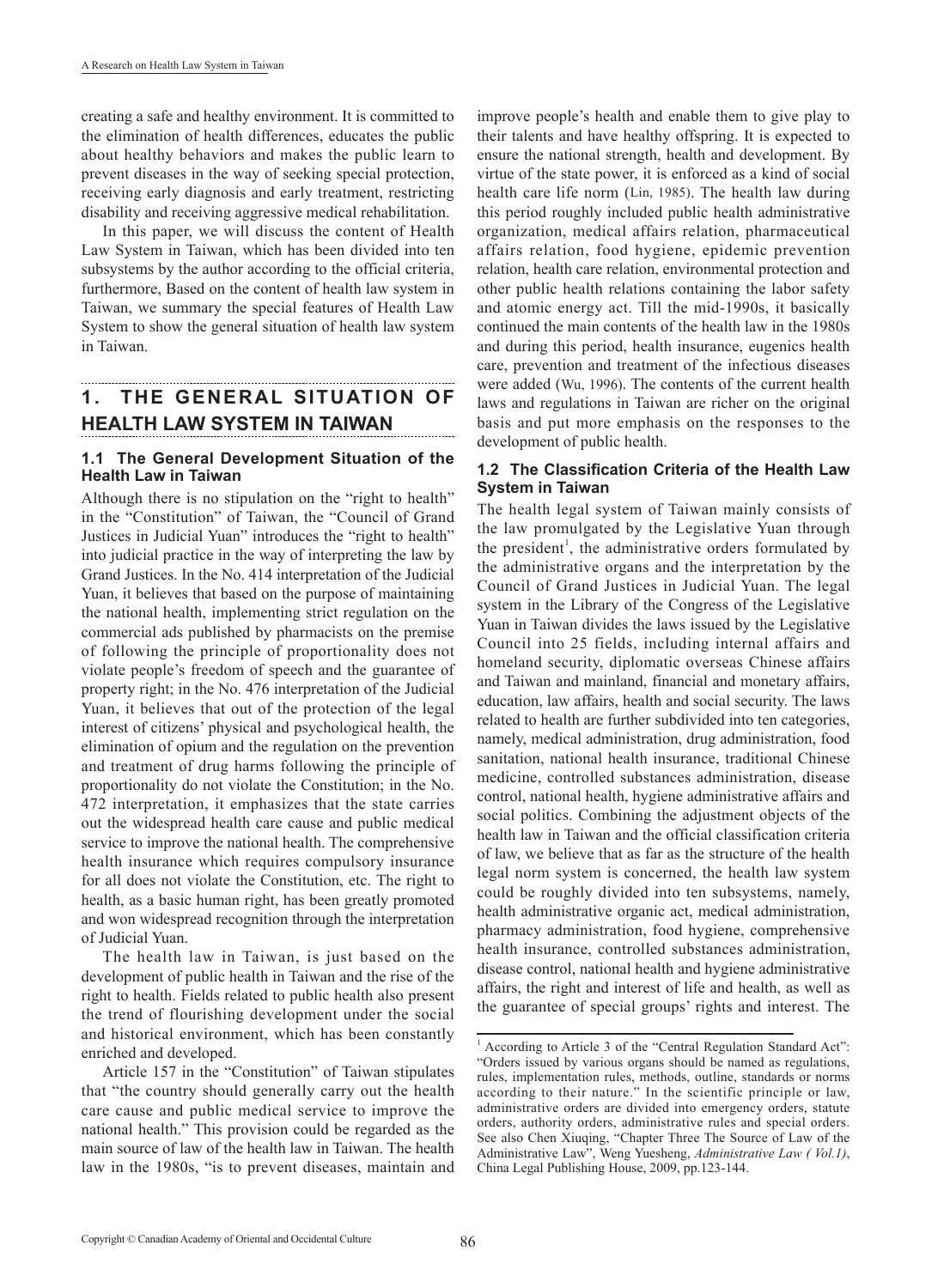creating a safe and healthy environment. It is committed to the elimination of health differences, educates the public about healthy behaviors and makes the public learn to prevent diseases in the way of seeking special protection, receiving early diagnosis and early treatment, restricting disability and receiving aggressive medical rehabilitation.

In this paper, we will discuss the content of Health Law System in Taiwan, which has been divided into ten subsystems by the author according to the official criteria, furthermore, Based on the content of health law system in Taiwan, we summary the special features of Health Law System to show the general situation of health law system in Taiwan.

## 1. THE GENERAL SITUATION OF HEALTH LAW SYSTEM IN TAIWAN

### 1.1 The General Development Situation of the Health Law in Taiwan

Although there is no stipulation on the "right to health" in the "Constitution" of Taiwan, the "Council of Grand Justices in Judicial Yuan" introduces the "right to health" into judicial practice in the way of interpreting the law by Grand Justices. In the No. 414 interpretation of the Judicial Yuan, it believes that based on the purpose of maintaining the national health, implementing strict regulation on the commercial ads published by pharmacists on the premise of following the principle of proportionality does not violate people's freedom of speech and the guarantee of property right; in the No. 476 interpretation of the Judicial Yuan, it believes that out of the protection of the legal interest of citizens' physical and psychological health, the elimination of opium and the regulation on the prevention and treatment of drug harms following the principle of proportionality do not violate the Constitution; in the No. 472 interpretation, it emphasizes that the state carries out the widespread health care cause and public medical service to improve the national health. The comprehensive health insurance which requires compulsory insurance for all does not violate the Constitution, etc. The right to health, as a basic human right, has been greatly promoted and won widespread recognition through the interpretation of Judicial Yuan.

The health law in Taiwan, is just based on the development of public health in Taiwan and the rise of the right to health. Fields related to public health also present the trend of flourishing development under the social and historical environment, which has been constantly enriched and developed.

Article 157 in the "Constitution" of Taiwan stipulates that "the country should generally carry out the health care cause and public medical service to improve the national health." This provision could be regarded as the main source of law of the health law in Taiwan. The health law in the 1980s, "is to prevent diseases, maintain and improve people's health and enable them to give play to their talents and have healthy offspring. It is expected to ensure the national strength, health and development. By virtue of the state power, it is enforced as a kind of social health care life norm (Lin, 1985). The health law during this period roughly included public health administrative organization, medical affairs relation, pharmaceutical affairs relation, food hygiene, epidemic prevention relation, health care relation, environmental protection and other public health relations containing the labor safety and atomic energy act. Till the mid-1990s, it basically continued the main contents of the health law in the 1980s and during this period, health insurance, eugenics health care, prevention and treatment of the infectious diseases were added (Wu, 1996). The contents of the current health laws and regulations in Taiwan are richer on the original basis and put more emphasis on the responses to the development of public health.

### 1.2 The Classification Criteria of the Health Law System in Taiwan

The health legal system of Taiwan mainly consists of the law promulgated by the Legislative Yuan through the president[1], the administrative orders formulated by the administrative organs and the interpretation by the Council of Grand Justices in Judicial Yuan. The legal system in the Library of the Congress of the Legislative Yuan in Taiwan divides the laws issued by the Legislative Council into 25 fields, including internal affairs and homeland security, diplomatic overseas Chinese affairs and Taiwan and mainland, financial and monetary affairs, education, law affairs, health and social security. The laws related to health are further subdivided into ten categories, namely, medical administration, drug administration, food sanitation, national health insurance, traditional Chinese medicine, controlled substances administration, disease control, national health, hygiene administrative affairs and social politics. Combining the adjustment objects of the health law in Taiwan and the official classification criteria of law, we believe that as far as the structure of the health legal norm system is concerned, the health law system could be roughly divided into ten subsystems, namely, health administrative organic act, medical administration, pharmacy administration, food hygiene, comprehensive health insurance, controlled substances administration, disease control, national health and hygiene administrative affairs, the right and interest of life and health, as well as the guarantee of special groups' rights and interest. The

[1] According to Article 3 of the "Central Regulation Standard Act": "Orders issued by various organs should be named as regulations, rules, implementation rules, methods, outline, standards or norms according to their nature." In the scientific principle or law, administrative orders are divided into emergency orders, statute orders, authority orders, administrative rules and special orders. See also Chen Xiuqing, "Chapter Three The Source of Law of the Administrative Law", Weng Yuesheng, *Administrative Law ( Vol.1)*, China Legal Publishing House, 2009, pp.123-144.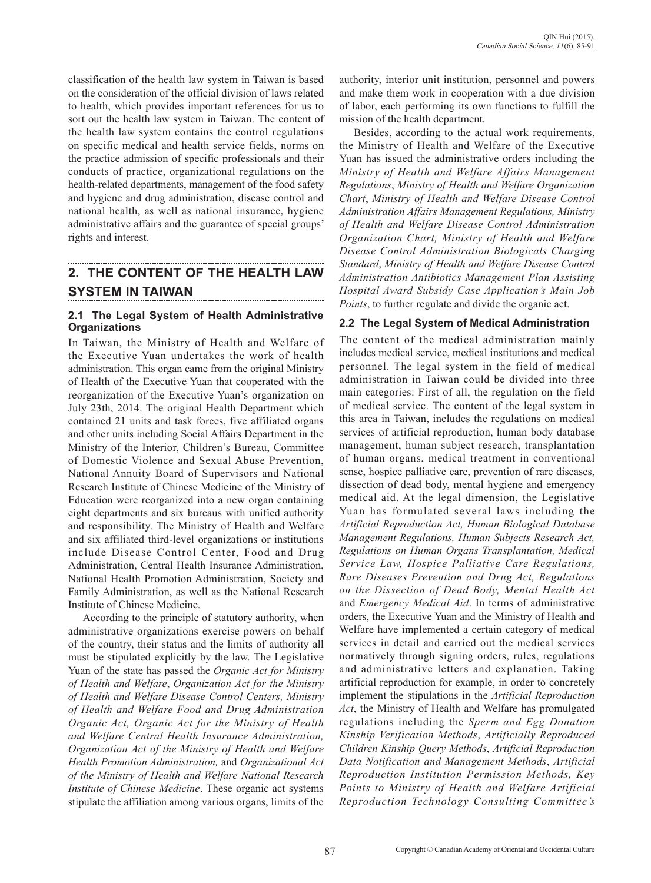classification of the health law system in Taiwan is based on the consideration of the official division of laws related to health, which provides important references for us to sort out the health law system in Taiwan. The content of the health law system contains the control regulations on specific medical and health service fields, norms on the practice admission of specific professionals and their conducts of practice, organizational regulations on the health-related departments, management of the food safety and hygiene and drug administration, disease control and national health, as well as national insurance, hygiene administrative affairs and the guarantee of special groups' rights and interest.

## 2. THE CONTENT OF THE HEALTH LAW SYSTEM IN TAIWAN

### 2.1 The Legal System of Health Administrative Organizations

In Taiwan, the Ministry of Health and Welfare of the Executive Yuan undertakes the work of health administration. This organ came from the original Ministry of Health of the Executive Yuan that cooperated with the reorganization of the Executive Yuan's organization on July 23th, 2014. The original Health Department which contained 21 units and task forces, five affiliated organs and other units including Social Affairs Department in the Ministry of the Interior, Children's Bureau, Committee of Domestic Violence and Sexual Abuse Prevention, National Annuity Board of Supervisors and National Research Institute of Chinese Medicine of the Ministry of Education were reorganized into a new organ containing eight departments and six bureaus with unified authority and responsibility. The Ministry of Health and Welfare and six affiliated third-level organizations or institutions include Disease Control Center, Food and Drug Administration, Central Health Insurance Administration, National Health Promotion Administration, Society and Family Administration, as well as the National Research Institute of Chinese Medicine.

According to the principle of statutory authority, when administrative organizations exercise powers on behalf of the country, their status and the limits of authority all must be stipulated explicitly by the law. The Legislative Yuan of the state has passed the *Organic Act for Ministry of Health and Welfare*, *Organization Act for the Ministry of Health and Welfare Disease Control Centers, Ministry of Health and Welfare Food and Drug Administration Organic Act, Organic Act for the Ministry of Health and Welfare Central Health Insurance Administration, Organization Act of the Ministry of Health and Welfare Health Promotion Administration,* and *Organizational Act of the Ministry of Health and Welfare National Research Institute of Chinese Medicine*. These organic act systems stipulate the affiliation among various organs, limits of the authority, interior unit institution, personnel and powers and make them work in cooperation with a due division of labor, each performing its own functions to fulfill the mission of the health department.

Besides, according to the actual work requirements, the Ministry of Health and Welfare of the Executive Yuan has issued the administrative orders including the *Ministry of Health and Welfare Affairs Management Regulations*, *Ministry of Health and Welfare Organization Chart*, *Ministry of Health and Welfare Disease Control Administration Affairs Management Regulations, Ministry of Health and Welfare Disease Control Administration Organization Chart, Ministry of Health and Welfare Disease Control Administration Biologicals Charging Standard*, *Ministry of Health and Welfare Disease Control Administration Antibiotics Management Plan Assisting Hospital Award Subsidy Case Application's Main Job Points*, to further regulate and divide the organic act.

### 2.2 The Legal System of Medical Administration

The content of the medical administration mainly includes medical service, medical institutions and medical personnel. The legal system in the field of medical administration in Taiwan could be divided into three main categories: First of all, the regulation on the field of medical service. The content of the legal system in this area in Taiwan, includes the regulations on medical services of artificial reproduction, human body database management, human subject research, transplantation of human organs, medical treatment in conventional sense, hospice palliative care, prevention of rare diseases, dissection of dead body, mental hygiene and emergency medical aid. At the legal dimension, the Legislative Yuan has formulated several laws including the *Artificial Reproduction Act, Human Biological Database Management Regulations, Human Subjects Research Act, Regulations on Human Organs Transplantation, Medical Service Law, Hospice Palliative Care Regulations, Rare Diseases Prevention and Drug Act, Regulations on the Dissection of Dead Body, Mental Health Act* and *Emergency Medical Aid*. In terms of administrative orders, the Executive Yuan and the Ministry of Health and Welfare have implemented a certain category of medical services in detail and carried out the medical services normatively through signing orders, rules, regulations and administrative letters and explanation. Taking artificial reproduction for example, in order to concretely implement the stipulations in the *Artificial Reproduction Act*, the Ministry of Health and Welfare has promulgated regulations including the *Sperm and Egg Donation Kinship Verification Methods*, *Artificially Reproduced Children Kinship Query Methods*, *Artificial Reproduction Data Notification and Management Methods*, *Artificial Reproduction Institution Permission Methods, Key Points to Ministry of Health and Welfare Artificial Reproduction Technology Consulting Committee's*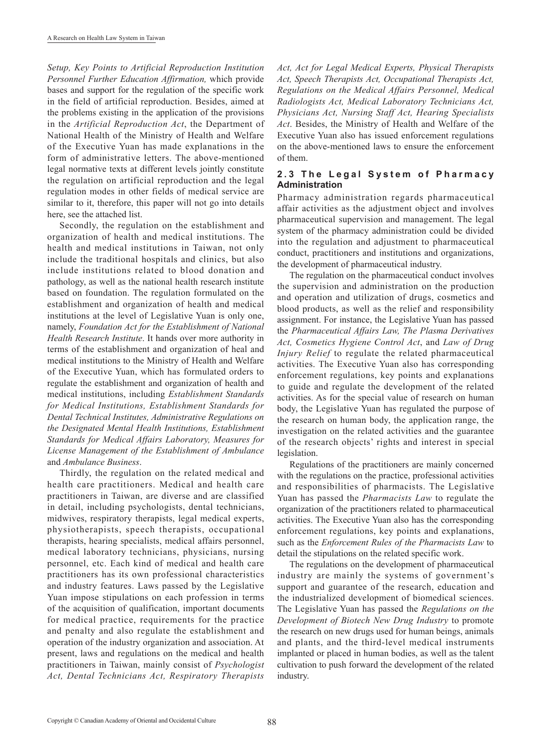*Setup, Key Points to Artificial Reproduction Institution Personnel Further Education Affirmation,* which provide bases and support for the regulation of the specific work in the field of artificial reproduction. Besides, aimed at the problems existing in the application of the provisions in the *Artificial Reproduction Act*, the Department of National Health of the Ministry of Health and Welfare of the Executive Yuan has made explanations in the form of administrative letters. The above-mentioned legal normative texts at different levels jointly constitute the regulation on artificial reproduction and the legal regulation modes in other fields of medical service are similar to it, therefore, this paper will not go into details here, see the attached list.

Secondly, the regulation on the establishment and organization of health and medical institutions. The health and medical institutions in Taiwan, not only include the traditional hospitals and clinics, but also include institutions related to blood donation and pathology, as well as the national health research institute based on foundation. The regulation formulated on the establishment and organization of health and medical institutions at the level of Legislative Yuan is only one, namely, *Foundation Act for the Establishment of National Health Research Institute*. It hands over more authority in terms of the establishment and organization of heal and medical institutions to the Ministry of Health and Welfare of the Executive Yuan, which has formulated orders to regulate the establishment and organization of health and medical institutions, including *Establishment Standards for Medical Institutions, Establishment Standards for Dental Technical Institutes, Administrative Regulations on the Designated Mental Health Institutions, Establishment Standards for Medical Affairs Laboratory, Measures for License Management of the Establishment of Ambulance* and *Ambulance Business*.

Thirdly, the regulation on the related medical and health care practitioners. Medical and health care practitioners in Taiwan, are diverse and are classified in detail, including psychologists, dental technicians, midwives, respiratory therapists, legal medical experts, physiotherapists, speech therapists, occupational therapists, hearing specialists, medical affairs personnel, medical laboratory technicians, physicians, nursing personnel, etc. Each kind of medical and health care practitioners has its own professional characteristics and industry features. Laws passed by the Legislative Yuan impose stipulations on each profession in terms of the acquisition of qualification, important documents for medical practice, requirements for the practice and penalty and also regulate the establishment and operation of the industry organization and association. At present, laws and regulations on the medical and health practitioners in Taiwan, mainly consist of *Psychologist Act, Dental Technicians Act, Respiratory Therapists Act, Act for Legal Medical Experts, Physical Therapists Act, Speech Therapists Act, Occupational Therapists Act, Regulations on the Medical Affairs Personnel, Medical Radiologists Act, Medical Laboratory Technicians Act, Physicians Act, Nursing Staff Act, Hearing Specialists Act*. Besides, the Ministry of Health and Welfare of the Executive Yuan also has issued enforcement regulations on the above-mentioned laws to ensure the enforcement of them.

### 2.3 The Legal System of Pharmacy Administration

Pharmacy administration regards pharmaceutical affair activities as the adjustment object and involves pharmaceutical supervision and management. The legal system of the pharmacy administration could be divided into the regulation and adjustment to pharmaceutical conduct, practitioners and institutions and organizations, the development of pharmaceutical industry.

The regulation on the pharmaceutical conduct involves the supervision and administration on the production and operation and utilization of drugs, cosmetics and blood products, as well as the relief and responsibility assignment. For instance, the Legislative Yuan has passed the *Pharmaceutical Affairs Law, The Plasma Derivatives Act, Cosmetics Hygiene Control Act*, and *Law of Drug Injury Relief* to regulate the related pharmaceutical activities. The Executive Yuan also has corresponding enforcement regulations, key points and explanations to guide and regulate the development of the related activities. As for the special value of research on human body, the Legislative Yuan has regulated the purpose of the research on human body, the application range, the investigation on the related activities and the guarantee of the research objects' rights and interest in special legislation.

Regulations of the practitioners are mainly concerned with the regulations on the practice, professional activities and responsibilities of pharmacists. The Legislative Yuan has passed the *Pharmacists Law* to regulate the organization of the practitioners related to pharmaceutical activities. The Executive Yuan also has the corresponding enforcement regulations, key points and explanations, such as the *Enforcement Rules of the Pharmacists Law* to detail the stipulations on the related specific work.

The regulations on the development of pharmaceutical industry are mainly the systems of government's support and guarantee of the research, education and the industrialized development of biomedical sciences. The Legislative Yuan has passed the *Regulations on the Development of Biotech New Drug Industry* to promote the research on new drugs used for human beings, animals and plants, and the third-level medical instruments implanted or placed in human bodies, as well as the talent cultivation to push forward the development of the related industry.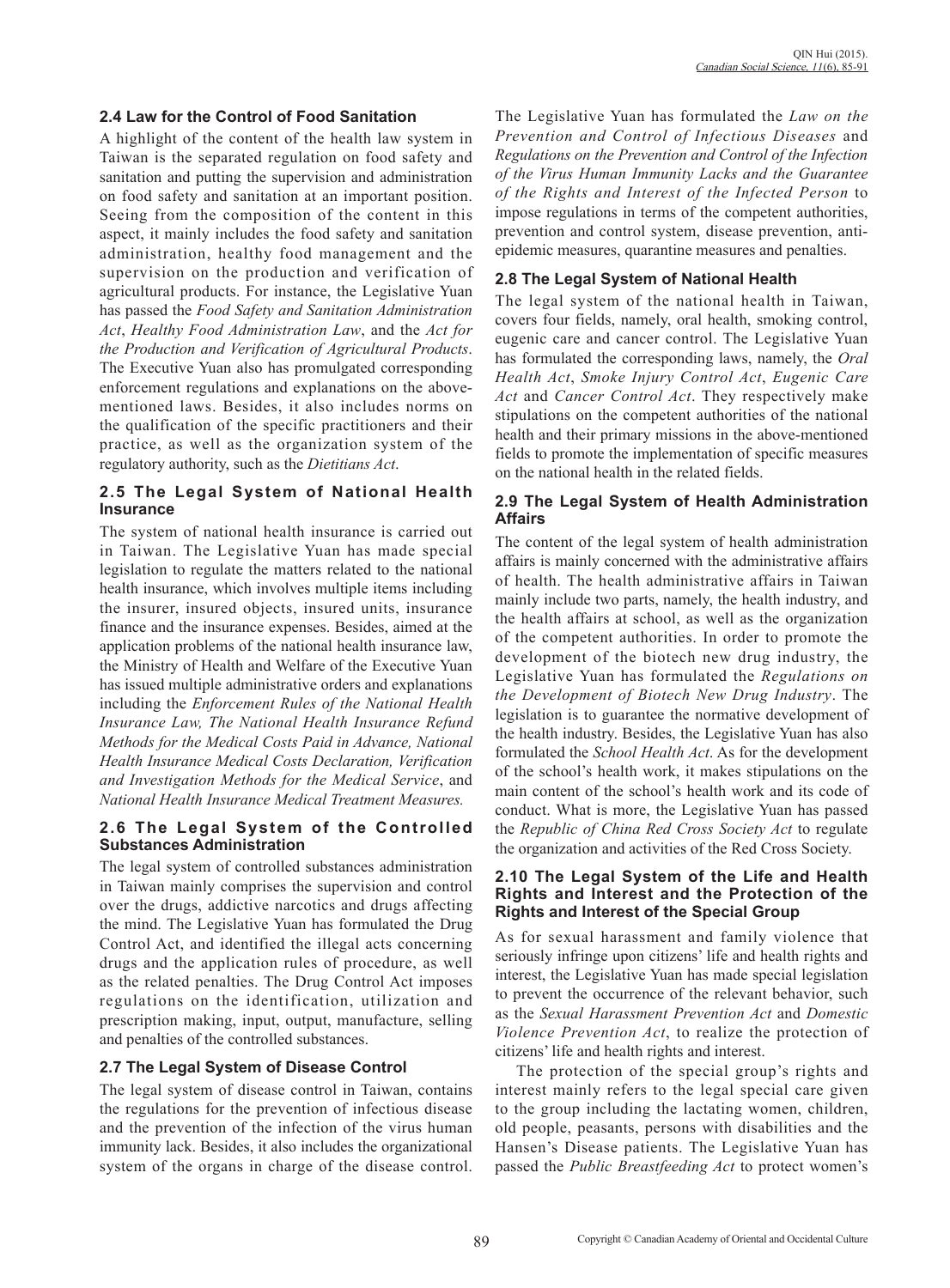### 2.4 Law for the Control of Food Sanitation

A highlight of the content of the health law system in Taiwan is the separated regulation on food safety and sanitation and putting the supervision and administration on food safety and sanitation at an important position. Seeing from the composition of the content in this aspect, it mainly includes the food safety and sanitation administration, healthy food management and the supervision on the production and verification of agricultural products. For instance, the Legislative Yuan has passed the *Food Safety and Sanitation Administration Act*, *Healthy Food Administration Law*, and the *Act for the Production and Verification of Agricultural Products*. The Executive Yuan also has promulgated corresponding enforcement regulations and explanations on the above-mentioned laws. Besides, it also includes norms on the qualification of the specific practitioners and their practice, as well as the organization system of the regulatory authority, such as the *Dietitians Act*.

### 2.5 The Legal System of National Health Insurance

The system of national health insurance is carried out in Taiwan. The Legislative Yuan has made special legislation to regulate the matters related to the national health insurance, which involves multiple items including the insurer, insured objects, insured units, insurance finance and the insurance expenses. Besides, aimed at the application problems of the national health insurance law, the Ministry of Health and Welfare of the Executive Yuan has issued multiple administrative orders and explanations including the *Enforcement Rules of the National Health Insurance Law, The National Health Insurance Refund Methods for the Medical Costs Paid in Advance, National Health Insurance Medical Costs Declaration, Verification and Investigation Methods for the Medical Service*, and *National Health Insurance Medical Treatment Measures.*

### 2.6 The Legal System of the Controlled Substances Administration

The legal system of controlled substances administration in Taiwan mainly comprises the supervision and control over the drugs, addictive narcotics and drugs affecting the mind. The Legislative Yuan has formulated the Drug Control Act, and identified the illegal acts concerning drugs and the application rules of procedure, as well as the related penalties. The Drug Control Act imposes regulations on the identification, utilization and prescription making, input, output, manufacture, selling and penalties of the controlled substances.

### 2.7 The Legal System of Disease Control

The legal system of disease control in Taiwan, contains the regulations for the prevention of infectious disease and the prevention of the infection of the virus human immunity lack. Besides, it also includes the organizational system of the organs in charge of the disease control. The Legislative Yuan has formulated the *Law on the Prevention and Control of Infectious Diseases* and *Regulations on the Prevention and Control of the Infection of the Virus Human Immunity Lacks and the Guarantee of the Rights and Interest of the Infected Person* to impose regulations in terms of the competent authorities, prevention and control system, disease prevention, anti-epidemic measures, quarantine measures and penalties.

### 2.8 The Legal System of National Health

The legal system of the national health in Taiwan, covers four fields, namely, oral health, smoking control, eugenic care and cancer control. The Legislative Yuan has formulated the corresponding laws, namely, the *Oral Health Act*, *Smoke Injury Control Act*, *Eugenic Care Act* and *Cancer Control Act*. They respectively make stipulations on the competent authorities of the national health and their primary missions in the above-mentioned fields to promote the implementation of specific measures on the national health in the related fields.

### 2.9 The Legal System of Health Administration Affairs

The content of the legal system of health administration affairs is mainly concerned with the administrative affairs of health. The health administrative affairs in Taiwan mainly include two parts, namely, the health industry, and the health affairs at school, as well as the organization of the competent authorities. In order to promote the development of the biotech new drug industry, the Legislative Yuan has formulated the *Regulations on the Development of Biotech New Drug Industry*. The legislation is to guarantee the normative development of the health industry. Besides, the Legislative Yuan has also formulated the *School Health Act*. As for the development of the school's health work, it makes stipulations on the main content of the school's health work and its code of conduct. What is more, the Legislative Yuan has passed the *Republic of China Red Cross Society Act* to regulate the organization and activities of the Red Cross Society.

### 2.10 The Legal System of the Life and Health Rights and Interest and the Protection of the Rights and Interest of the Special Group

As for sexual harassment and family violence that seriously infringe upon citizens' life and health rights and interest, the Legislative Yuan has made special legislation to prevent the occurrence of the relevant behavior, such as the *Sexual Harassment Prevention Act* and *Domestic Violence Prevention Act*, to realize the protection of citizens' life and health rights and interest.

The protection of the special group's rights and interest mainly refers to the legal special care given to the group including the lactating women, children, old people, peasants, persons with disabilities and the Hansen's Disease patients. The Legislative Yuan has passed the *Public Breastfeeding Act* to protect women's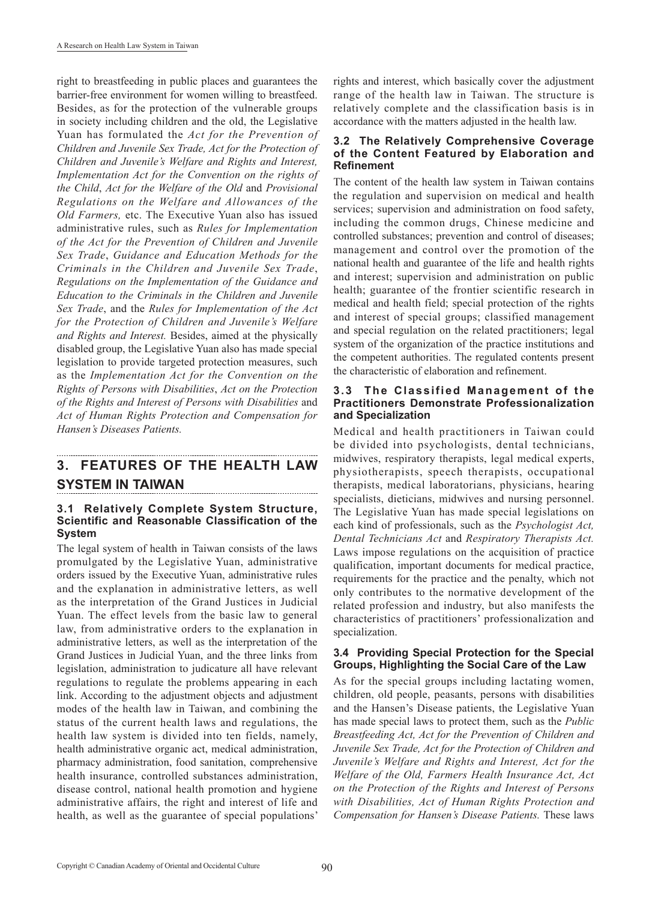right to breastfeeding in public places and guarantees the barrier-free environment for women willing to breastfeed. Besides, as for the protection of the vulnerable groups in society including children and the old, the Legislative Yuan has formulated the *Act for the Prevention of Children and Juvenile Sex Trade, Act for the Protection of Children and Juvenile's Welfare and Rights and Interest, Implementation Act for the Convention on the rights of the Child*, *Act for the Welfare of the Old* and *Provisional Regulations on the Welfare and Allowances of the Old Farmers,* etc. The Executive Yuan also has issued administrative rules, such as *Rules for Implementation of the Act for the Prevention of Children and Juvenile Sex Trade*, *Guidance and Education Methods for the Criminals in the Children and Juvenile Sex Trade*, *Regulations on the Implementation of the Guidance and Education to the Criminals in the Children and Juvenile Sex Trade*, and the *Rules for Implementation of the Act for the Protection of Children and Juvenile's Welfare and Rights and Interest.* Besides, aimed at the physically disabled group, the Legislative Yuan also has made special legislation to provide targeted protection measures, such as the *Implementation Act for the Convention on the Rights of Persons with Disabilities*, *Act on the Protection of the Rights and Interest of Persons with Disabilities* and *Act of Human Rights Protection and Compensation for Hansen's Diseases Patients.*

## 3. FEATURES OF THE HEALTH LAW SYSTEM IN TAIWAN

### 3.1 Relatively Complete System Structure, Scientific and Reasonable Classification of the System

The legal system of health in Taiwan consists of the laws promulgated by the Legislative Yuan, administrative orders issued by the Executive Yuan, administrative rules and the explanation in administrative letters, as well as the interpretation of the Grand Justices in Judicial Yuan. The effect levels from the basic law to general law, from administrative orders to the explanation in administrative letters, as well as the interpretation of the Grand Justices in Judicial Yuan, and the three links from legislation, administration to judicature all have relevant regulations to regulate the problems appearing in each link. According to the adjustment objects and adjustment modes of the health law in Taiwan, and combining the status of the current health laws and regulations, the health law system is divided into ten fields, namely, health administrative organic act, medical administration, pharmacy administration, food sanitation, comprehensive health insurance, controlled substances administration, disease control, national health promotion and hygiene administrative affairs, the right and interest of life and health, as well as the guarantee of special populations' rights and interest, which basically cover the adjustment range of the health law in Taiwan. The structure is relatively complete and the classification basis is in accordance with the matters adjusted in the health law.

### 3.2 The Relatively Comprehensive Coverage of the Content Featured by Elaboration and Refinement

The content of the health law system in Taiwan contains the regulation and supervision on medical and health services; supervision and administration on food safety, including the common drugs, Chinese medicine and controlled substances; prevention and control of diseases; management and control over the promotion of the national health and guarantee of the life and health rights and interest; supervision and administration on public health; guarantee of the frontier scientific research in medical and health field; special protection of the rights and interest of special groups; classified management and special regulation on the related practitioners; legal system of the organization of the practice institutions and the competent authorities. The regulated contents present the characteristic of elaboration and refinement.

### 3.3 The Classified Management of the Practitioners Demonstrate Professionalization and Specialization

Medical and health practitioners in Taiwan could be divided into psychologists, dental technicians, midwives, respiratory therapists, legal medical experts, physiotherapists, speech therapists, occupational therapists, medical laboratorians, physicians, hearing specialists, dieticians, midwives and nursing personnel. The Legislative Yuan has made special legislations on each kind of professionals, such as the *Psychologist Act, Dental Technicians Act* and *Respiratory Therapists Act.* Laws impose regulations on the acquisition of practice qualification, important documents for medical practice, requirements for the practice and the penalty, which not only contributes to the normative development of the related profession and industry, but also manifests the characteristics of practitioners' professionalization and specialization.

### 3.4 Providing Special Protection for the Special Groups, Highlighting the Social Care of the Law

As for the special groups including lactating women, children, old people, peasants, persons with disabilities and the Hansen's Disease patients, the Legislative Yuan has made special laws to protect them, such as the *Public Breastfeeding Act, Act for the Prevention of Children and Juvenile Sex Trade, Act for the Protection of Children and Juvenile's Welfare and Rights and Interest, Act for the Welfare of the Old, Farmers Health Insurance Act, Act on the Protection of the Rights and Interest of Persons with Disabilities, Act of Human Rights Protection and Compensation for Hansen's Disease Patients.* These laws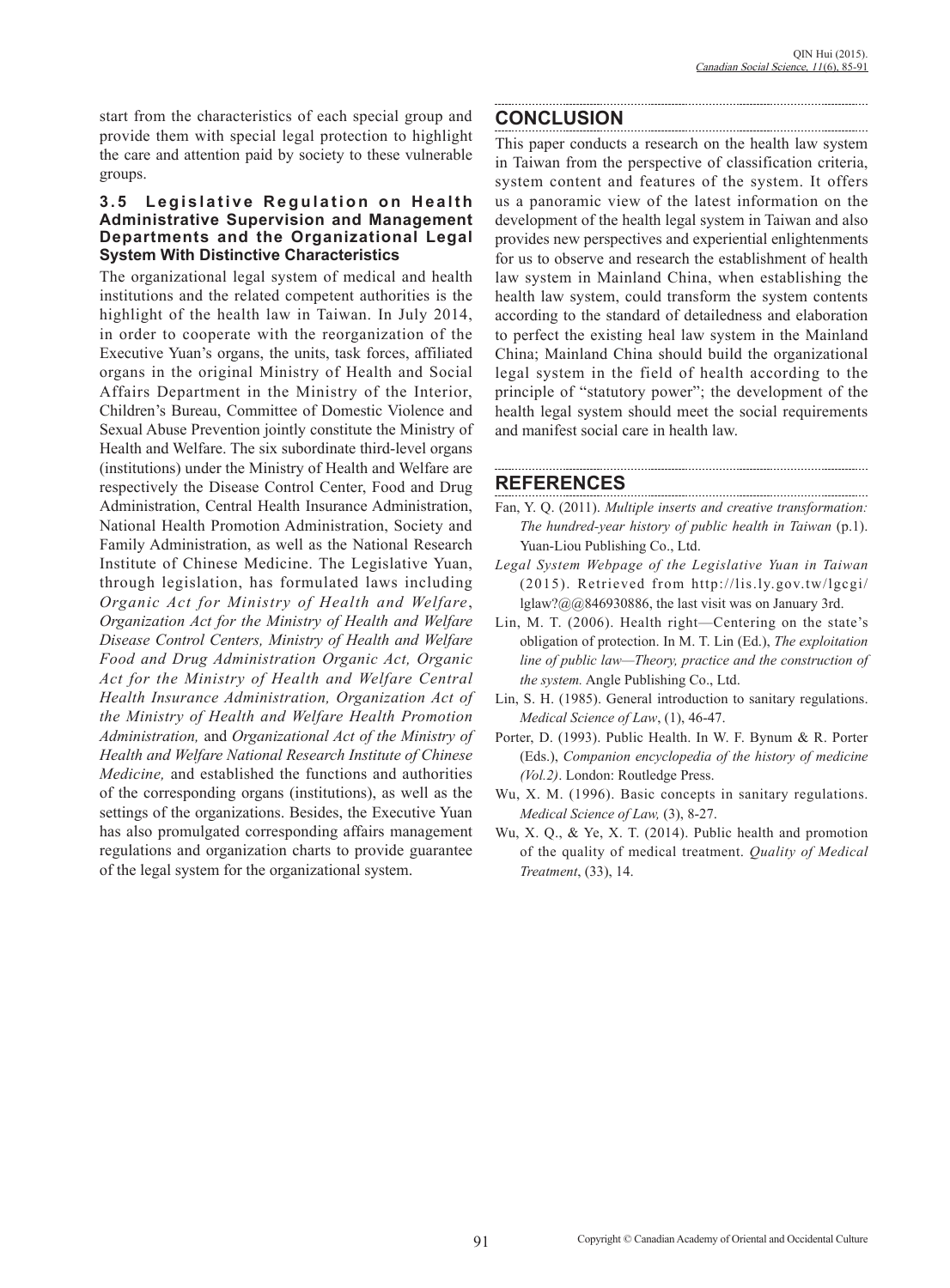start from the characteristics of each special group and provide them with special legal protection to highlight the care and attention paid by society to these vulnerable groups.

### 3.5 Legislative Regulation on Health Administrative Supervision and Management Departments and the Organizational Legal System With Distinctive Characteristics

The organizational legal system of medical and health institutions and the related competent authorities is the highlight of the health law in Taiwan. In July 2014, in order to cooperate with the reorganization of the Executive Yuan's organs, the units, task forces, affiliated organs in the original Ministry of Health and Social Affairs Department in the Ministry of the Interior, Children's Bureau, Committee of Domestic Violence and Sexual Abuse Prevention jointly constitute the Ministry of Health and Welfare. The six subordinate third-level organs (institutions) under the Ministry of Health and Welfare are respectively the Disease Control Center, Food and Drug Administration, Central Health Insurance Administration, National Health Promotion Administration, Society and Family Administration, as well as the National Research Institute of Chinese Medicine. The Legislative Yuan, through legislation, has formulated laws including *Organic Act for Ministry of Health and Welfare*, *Organization Act for the Ministry of Health and Welfare Disease Control Centers, Ministry of Health and Welfare Food and Drug Administration Organic Act, Organic Act for the Ministry of Health and Welfare Central Health Insurance Administration, Organization Act of the Ministry of Health and Welfare Health Promotion Administration,* and *Organizational Act of the Ministry of Health and Welfare National Research Institute of Chinese Medicine,* and established the functions and authorities of the corresponding organs (institutions), as well as the settings of the organizations. Besides, the Executive Yuan has also promulgated corresponding affairs management regulations and organization charts to provide guarantee of the legal system for the organizational system.

## CONCLUSION

This paper conducts a research on the health law system in Taiwan from the perspective of classification criteria, system content and features of the system. It offers us a panoramic view of the latest information on the development of the health legal system in Taiwan and also provides new perspectives and experiential enlightenments for us to observe and research the establishment of health law system in Mainland China, when establishing the health law system, could transform the system contents according to the standard of detailedness and elaboration to perfect the existing heal law system in the Mainland China; Mainland China should build the organizational legal system in the field of health according to the principle of "statutory power"; the development of the health legal system should meet the social requirements and manifest social care in health law.

## REFERENCES

Fan, Y. Q. (2011). *Multiple inserts and creative transformation: The hundred-year history of public health in Taiwan* (p.1). Yuan-Liou Publishing Co., Ltd.

*Legal System Webpage of the Legislative Yuan in Taiwan* (2015). Retrieved from http://lis.ly.gov.tw/lgcgi/lglaw?@@846930886, the last visit was on January 3rd.

Lin, M. T. (2006). Health right—Centering on the state's obligation of protection. In M. T. Lin (Ed.), *The exploitation line of public law—Theory, practice and the construction of the system.* Angle Publishing Co., Ltd.

Lin, S. H. (1985). General introduction to sanitary regulations. *Medical Science of Law*, (1), 46-47.

Porter, D. (1993). Public Health. In W. F. Bynum & R. Porter (Eds.), *Companion encyclopedia of the history of medicine (Vol.2)*. London: Routledge Press.

Wu, X. M. (1996). Basic concepts in sanitary regulations. *Medical Science of Law,* (3), 8-27.

Wu, X. Q., & Ye, X. T. (2014). Public health and promotion of the quality of medical treatment. *Quality of Medical Treatment*, (33), 14.